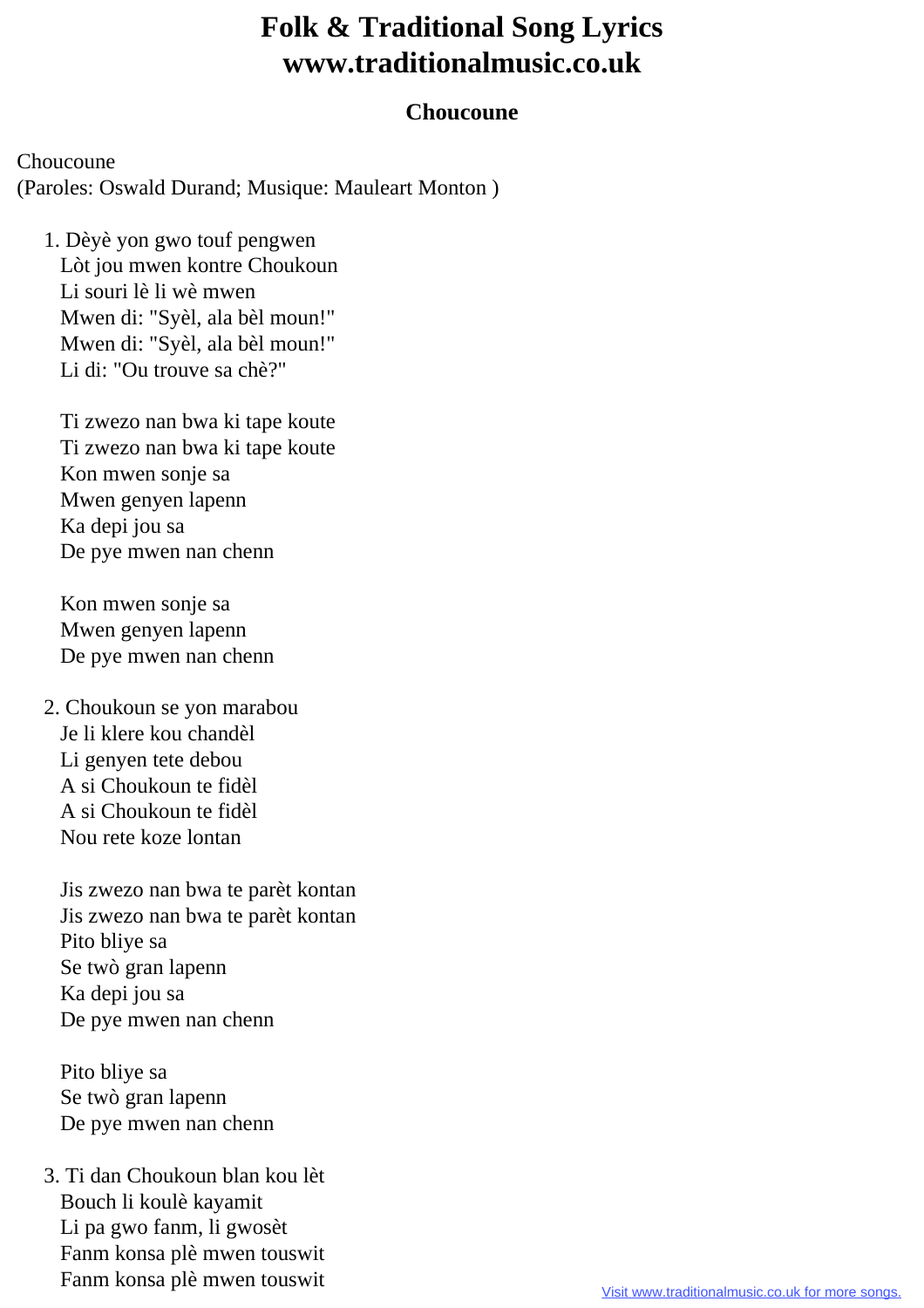# Folk & Traditional Song Lyrics
# www.traditionalmusic.co.uk

## Choucoune

Choucoune
(Paroles: Oswald Durand; Musique: Mauleart Monton )

1. Dèyè yon gwo touf pengwen
   Lòt jou mwen kontre Choukoun
   Li souri lè li wè mwen
   Mwen di: "Syèl, ala bèl moun!"
   Mwen di: "Syèl, ala bèl moun!"
   Li di: "Ou trouve sa chè?"

   Ti zwezo nan bwa ki tape koute
   Ti zwezo nan bwa ki tape koute
   Kon mwen sonje sa
   Mwen genyen lapenn
   Ka depi jou sa
   De pye mwen nan chenn

   Kon mwen sonje sa
   Mwen genyen lapenn
   De pye mwen nan chenn

2. Choukoun se yon marabou
   Je li klere kou chandèl
   Li genyen tete debou
   A si Choukoun te fidèl
   A si Choukoun te fidèl
   Nou rete koze lontan

   Jis zwezo nan bwa te parèt kontan
   Jis zwezo nan bwa te parèt kontan
   Pito bliye sa
   Se twò gran lapenn
   Ka depi jou sa
   De pye mwen nan chenn

   Pito bliye sa
   Se twò gran lapenn
   De pye mwen nan chenn

3. Ti dan Choukoun blan kou lèt
   Bouch li koulè kayamit
   Li pa gwo fanm, li gwosèt
   Fanm konsa plè mwen touswit
   Fanm konsa plè mwen touswit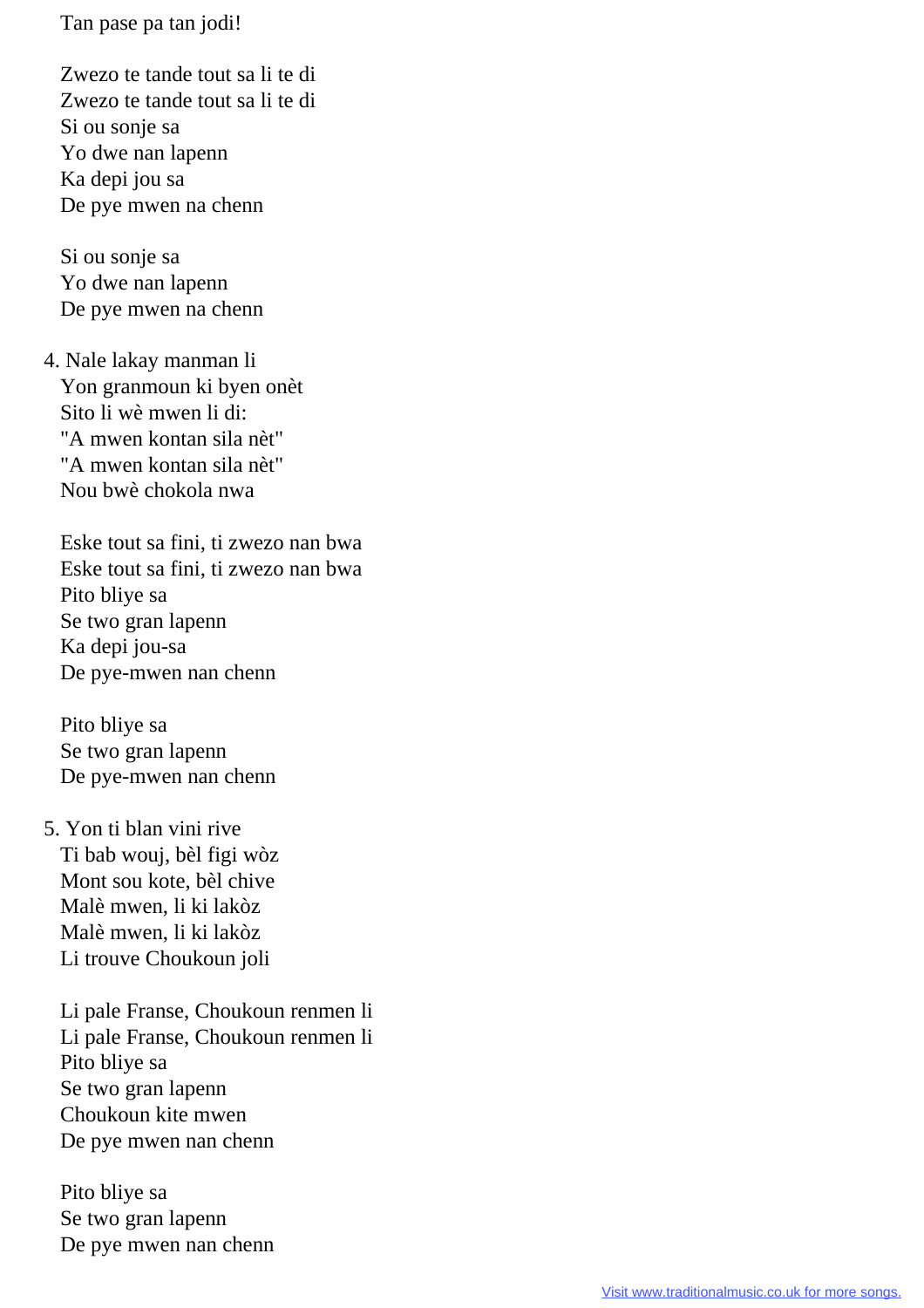Tan pase pa tan jodi!

Zwezo te tande tout sa li te di
Zwezo te tande tout sa li te di
Si ou sonje sa
Yo dwe nan lapenn
Ka depi jou sa
De pye mwen na chenn

Si ou sonje sa
Yo dwe nan lapenn
De pye mwen na chenn

4. Nale lakay manman li
Yon granmoun ki byen onèt
Sito li wè mwen li di:
"A mwen kontan sila nèt"
"A mwen kontan sila nèt"
Nou bwè chokola nwa

Eske tout sa fini, ti zwezo nan bwa
Eske tout sa fini, ti zwezo nan bwa
Pito bliye sa
Se two gran lapenn
Ka depi jou-sa
De pye-mwen nan chenn

Pito bliye sa
Se two gran lapenn
De pye-mwen nan chenn

5. Yon ti blan vini rive
Ti bab wouj, bèl figi wòz
Mont sou kote, bèl chive
Malè mwen, li ki lakòz
Malè mwen, li ki lakòz
Li trouve Choukoun joli

Li pale Franse, Choukoun renmen li
Li pale Franse, Choukoun renmen li
Pito bliye sa
Se two gran lapenn
Choukoun kite mwen
De pye mwen nan chenn

Pito bliye sa
Se two gran lapenn
De pye mwen nan chenn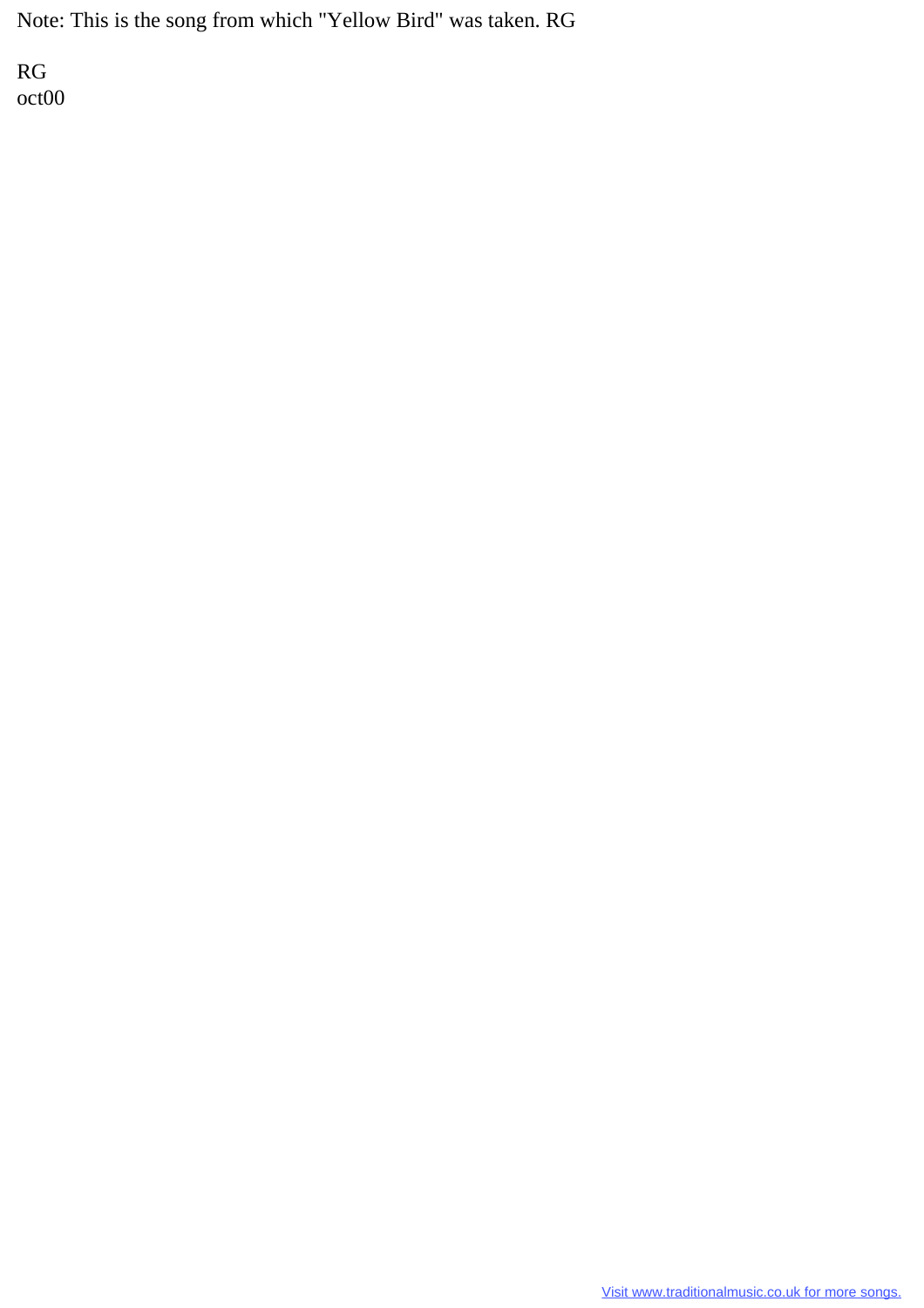Note: This is the song from which "Yellow Bird" was taken. RG

RG
oct00